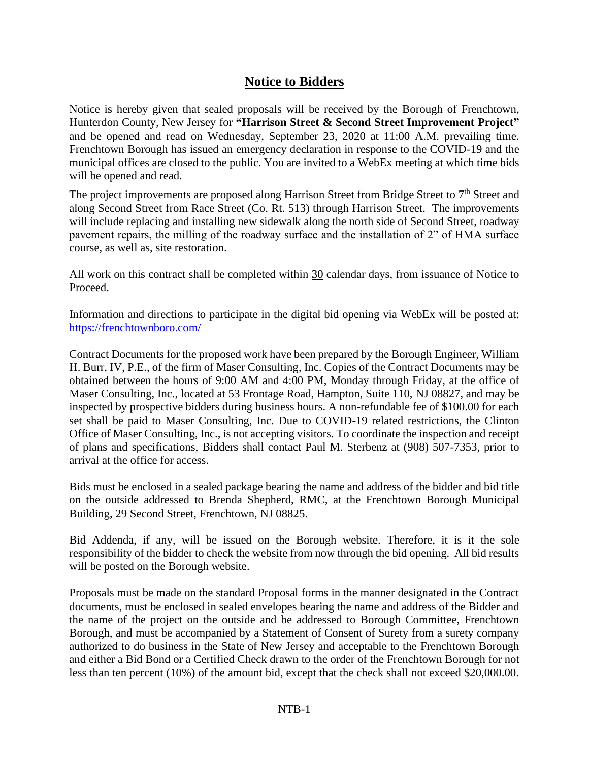# Notice to Bidders

Notice is hereby given that sealed proposals will be received by the Borough of Frenchtown, Hunterdon County, New Jersey for **"Harrison Street & Second Street Improvement Project"** and be opened and read on Wednesday, September 23, 2020 at 11:00 A.M. prevailing time. Frenchtown Borough has issued an emergency declaration in response to the COVID-19 and the municipal offices are closed to the public. You are invited to a WebEx meeting at which time bids will be opened and read.

The project improvements are proposed along Harrison Street from Bridge Street to 7th Street and along Second Street from Race Street (Co. Rt. 513) through Harrison Street. The improvements will include replacing and installing new sidewalk along the north side of Second Street, roadway pavement repairs, the milling of the roadway surface and the installation of 2" of HMA surface course, as well as, site restoration.

All work on this contract shall be completed within 30 calendar days, from issuance of Notice to Proceed.

Information and directions to participate in the digital bid opening via WebEx will be posted at: https://frenchtownboro.com/

Contract Documents for the proposed work have been prepared by the Borough Engineer, William H. Burr, IV, P.E., of the firm of Maser Consulting, Inc. Copies of the Contract Documents may be obtained between the hours of 9:00 AM and 4:00 PM, Monday through Friday, at the office of Maser Consulting, Inc., located at 53 Frontage Road, Hampton, Suite 110, NJ 08827, and may be inspected by prospective bidders during business hours. A non-refundable fee of $100.00 for each set shall be paid to Maser Consulting, Inc. Due to COVID-19 related restrictions, the Clinton Office of Maser Consulting, Inc., is not accepting visitors. To coordinate the inspection and receipt of plans and specifications, Bidders shall contact Paul M. Sterbenz at (908) 507-7353, prior to arrival at the office for access.

Bids must be enclosed in a sealed package bearing the name and address of the bidder and bid title on the outside addressed to Brenda Shepherd, RMC, at the Frenchtown Borough Municipal Building, 29 Second Street, Frenchtown, NJ 08825.

Bid Addenda, if any, will be issued on the Borough website. Therefore, it is it the sole responsibility of the bidder to check the website from now through the bid opening. All bid results will be posted on the Borough website.

Proposals must be made on the standard Proposal forms in the manner designated in the Contract documents, must be enclosed in sealed envelopes bearing the name and address of the Bidder and the name of the project on the outside and be addressed to Borough Committee, Frenchtown Borough, and must be accompanied by a Statement of Consent of Surety from a surety company authorized to do business in the State of New Jersey and acceptable to the Frenchtown Borough and either a Bid Bond or a Certified Check drawn to the order of the Frenchtown Borough for not less than ten percent (10%) of the amount bid, except that the check shall not exceed $20,000.00.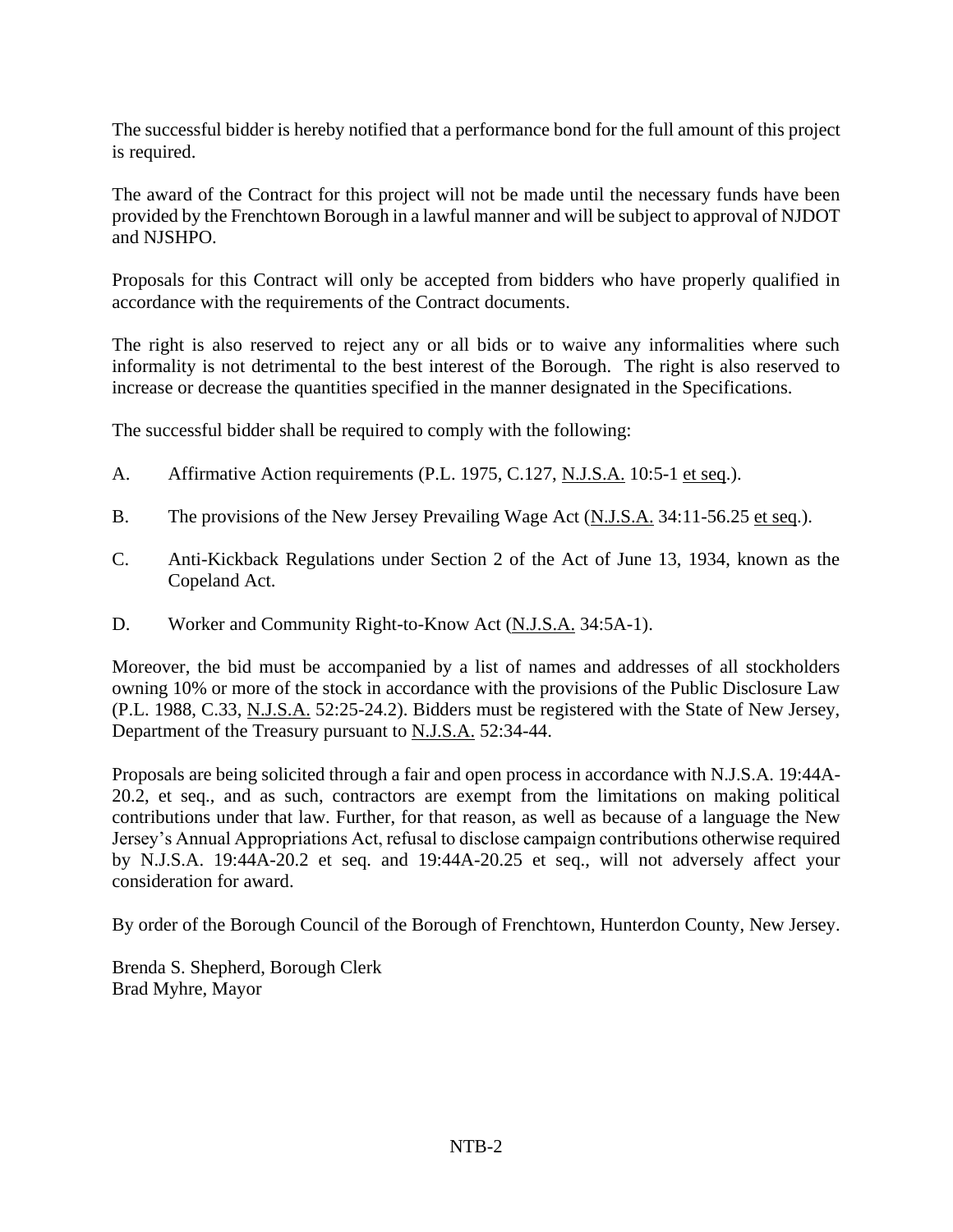The successful bidder is hereby notified that a performance bond for the full amount of this project is required.

The award of the Contract for this project will not be made until the necessary funds have been provided by the Frenchtown Borough in a lawful manner and will be subject to approval of NJDOT and NJSHPO.

Proposals for this Contract will only be accepted from bidders who have properly qualified in accordance with the requirements of the Contract documents.

The right is also reserved to reject any or all bids or to waive any informalities where such informality is not detrimental to the best interest of the Borough. The right is also reserved to increase or decrease the quantities specified in the manner designated in the Specifications.

The successful bidder shall be required to comply with the following:

A. Affirmative Action requirements (P.L. 1975, C.127, N.J.S.A. 10:5-1 et seq.).

B. The provisions of the New Jersey Prevailing Wage Act (N.J.S.A. 34:11-56.25 et seq.).

C. Anti-Kickback Regulations under Section 2 of the Act of June 13, 1934, known as the Copeland Act.

D. Worker and Community Right-to-Know Act (N.J.S.A. 34:5A-1).

Moreover, the bid must be accompanied by a list of names and addresses of all stockholders owning 10% or more of the stock in accordance with the provisions of the Public Disclosure Law (P.L. 1988, C.33, N.J.S.A. 52:25-24.2). Bidders must be registered with the State of New Jersey, Department of the Treasury pursuant to N.J.S.A. 52:34-44.

Proposals are being solicited through a fair and open process in accordance with N.J.S.A. 19:44A-20.2, et seq., and as such, contractors are exempt from the limitations on making political contributions under that law. Further, for that reason, as well as because of a language the New Jersey's Annual Appropriations Act, refusal to disclose campaign contributions otherwise required by N.J.S.A. 19:44A-20.2 et seq. and 19:44A-20.25 et seq., will not adversely affect your consideration for award.

By order of the Borough Council of the Borough of Frenchtown, Hunterdon County, New Jersey.

Brenda S. Shepherd, Borough Clerk
Brad Myhre, Mayor